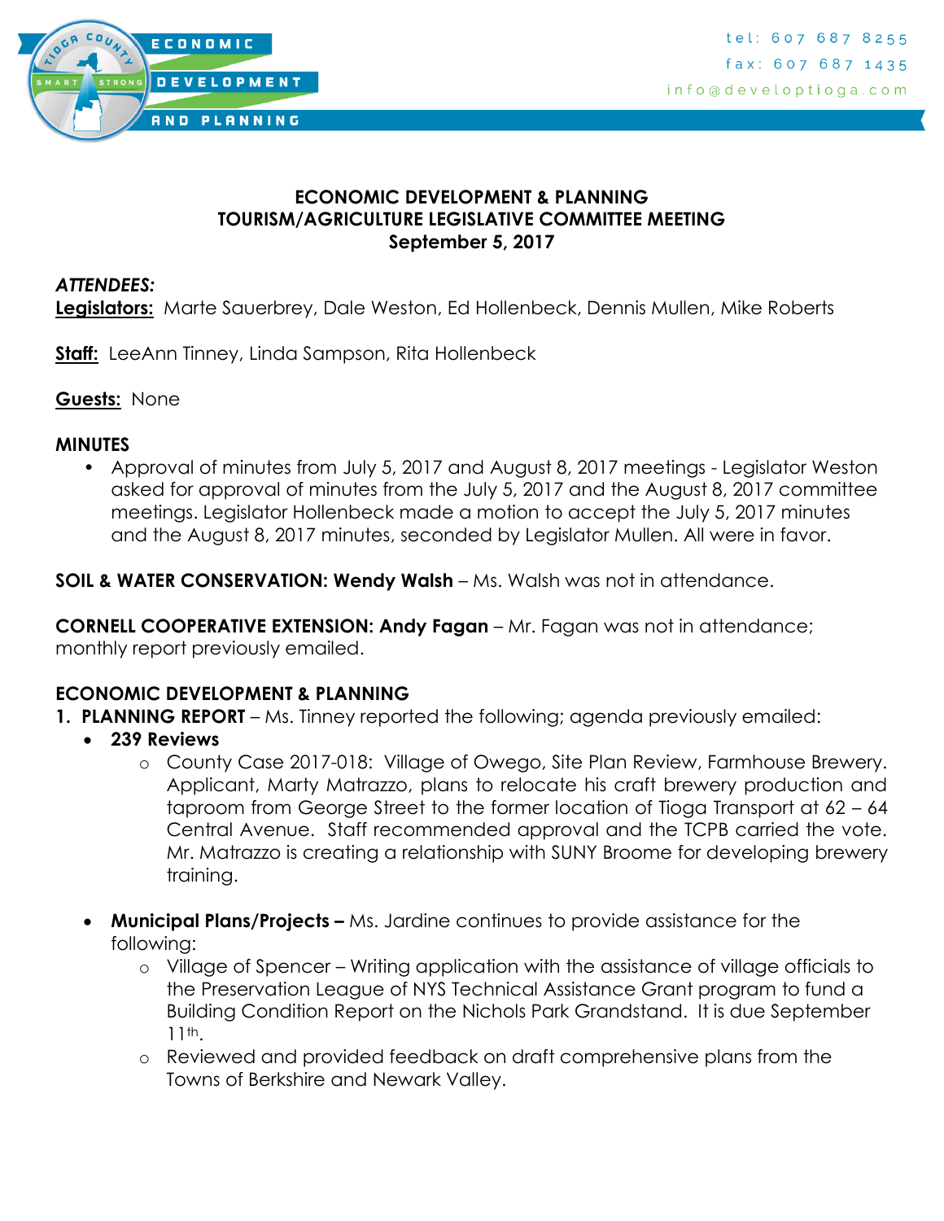**ECONOMIC DEVELOPMENT & PLANNING**
**TOURISM/AGRICULTURE LEGISLATIVE COMMITTEE MEETING**
**September 5, 2017**

***ATTENDEES:***
**Legislators:** Marte Sauerbrey, Dale Weston, Ed Hollenbeck, Dennis Mullen, Mike Roberts

**Staff:** LeeAnn Tinney, Linda Sampson, Rita Hollenbeck

**Guests:** None

**MINUTES**

- Approval of minutes from July 5, 2017 and August 8, 2017 meetings - Legislator Weston asked for approval of minutes from the July 5, 2017 and the August 8, 2017 committee meetings. Legislator Hollenbeck made a motion to accept the July 5, 2017 minutes and the August 8, 2017 minutes, seconded by Legislator Mullen. All were in favor.

**SOIL & WATER CONSERVATION: Wendy Walsh** – Ms. Walsh was not in attendance.

**CORNELL COOPERATIVE EXTENSION: Andy Fagan** – Mr. Fagan was not in attendance; monthly report previously emailed.

**ECONOMIC DEVELOPMENT & PLANNING**

1. **PLANNING REPORT** – Ms. Tinney reported the following; agenda previously emailed:
   - **239 Reviews**
     - County Case 2017-018: Village of Owego, Site Plan Review, Farmhouse Brewery. Applicant, Marty Matrazzo, plans to relocate his craft brewery production and taproom from George Street to the former location of Tioga Transport at 62 – 64 Central Avenue. Staff recommended approval and the TCPB carried the vote. Mr. Matrazzo is creating a relationship with SUNY Broome for developing brewery training.
   - **Municipal Plans/Projects –** Ms. Jardine continues to provide assistance for the following:
     - Village of Spencer – Writing application with the assistance of village officials to the Preservation League of NYS Technical Assistance Grant program to fund a Building Condition Report on the Nichols Park Grandstand. It is due September 11th.
     - Reviewed and provided feedback on draft comprehensive plans from the Towns of Berkshire and Newark Valley.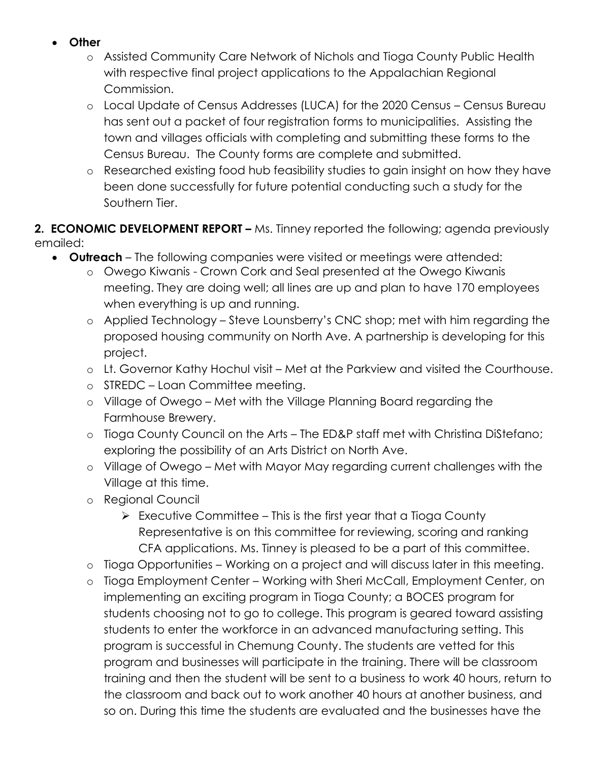- **Other**
  - Assisted Community Care Network of Nichols and Tioga County Public Health with respective final project applications to the Appalachian Regional Commission.
  - Local Update of Census Addresses (LUCA) for the 2020 Census – Census Bureau has sent out a packet of four registration forms to municipalities. Assisting the town and villages officials with completing and submitting these forms to the Census Bureau. The County forms are complete and submitted.
  - Researched existing food hub feasibility studies to gain insight on how they have been done successfully for future potential conducting such a study for the Southern Tier.

**2. ECONOMIC DEVELOPMENT REPORT –** Ms. Tinney reported the following; agenda previously emailed:

- **Outreach** – The following companies were visited or meetings were attended:
  - Owego Kiwanis - Crown Cork and Seal presented at the Owego Kiwanis meeting. They are doing well; all lines are up and plan to have 170 employees when everything is up and running.
  - Applied Technology – Steve Lounsberry's CNC shop; met with him regarding the proposed housing community on North Ave. A partnership is developing for this project.
  - Lt. Governor Kathy Hochul visit – Met at the Parkview and visited the Courthouse.
  - STREDC – Loan Committee meeting.
  - Village of Owego – Met with the Village Planning Board regarding the Farmhouse Brewery.
  - Tioga County Council on the Arts – The ED&P staff met with Christina DiStefano; exploring the possibility of an Arts District on North Ave.
  - Village of Owego – Met with Mayor May regarding current challenges with the Village at this time.
  - Regional Council
    - Executive Committee – This is the first year that a Tioga County Representative is on this committee for reviewing, scoring and ranking CFA applications. Ms. Tinney is pleased to be a part of this committee.
  - Tioga Opportunities – Working on a project and will discuss later in this meeting.
  - Tioga Employment Center – Working with Sheri McCall, Employment Center, on implementing an exciting program in Tioga County; a BOCES program for students choosing not to go to college. This program is geared toward assisting students to enter the workforce in an advanced manufacturing setting. This program is successful in Chemung County. The students are vetted for this program and businesses will participate in the training. There will be classroom training and then the student will be sent to a business to work 40 hours, return to the classroom and back out to work another 40 hours at another business, and so on. During this time the students are evaluated and the businesses have the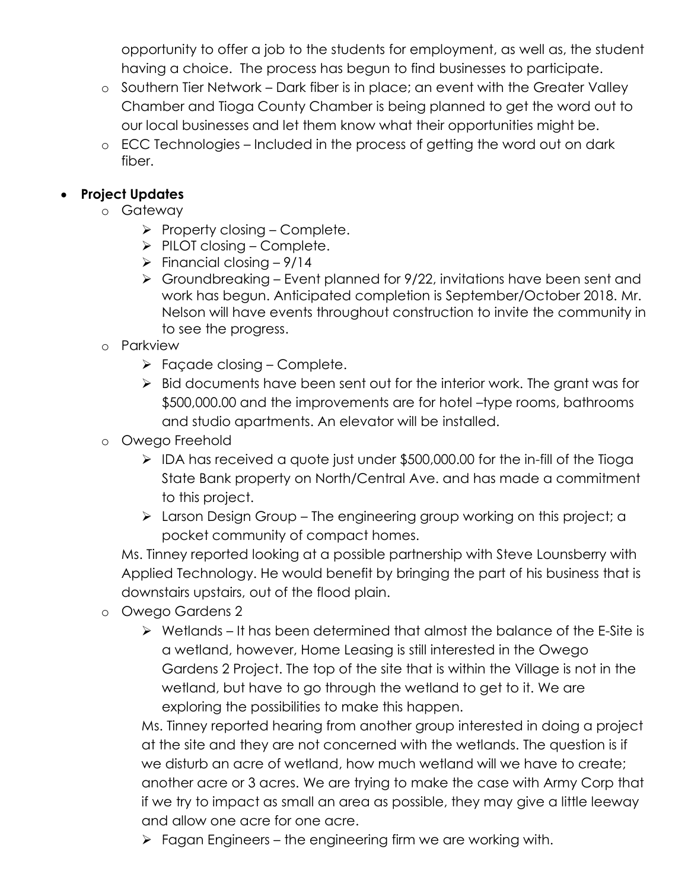opportunity to offer a job to the students for employment, as well as, the student having a choice. The process has begun to find businesses to participate.

- Southern Tier Network – Dark fiber is in place; an event with the Greater Valley Chamber and Tioga County Chamber is being planned to get the word out to our local businesses and let them know what their opportunities might be.
- ECC Technologies – Included in the process of getting the word out on dark fiber.

- **Project Updates**
  - Gateway
    - Property closing – Complete.
    - PILOT closing – Complete.
    - Financial closing – 9/14
    - Groundbreaking – Event planned for 9/22, invitations have been sent and work has begun. Anticipated completion is September/October 2018. Mr. Nelson will have events throughout construction to invite the community in to see the progress.
  - Parkview
    - Façade closing – Complete.
    - Bid documents have been sent out for the interior work. The grant was for $500,000.00 and the improvements are for hotel –type rooms, bathrooms and studio apartments. An elevator will be installed.
  - Owego Freehold
    - IDA has received a quote just under $500,000.00 for the in-fill of the Tioga State Bank property on North/Central Ave. and has made a commitment to this project.
    - Larson Design Group – The engineering group working on this project; a pocket community of compact homes.

    Ms. Tinney reported looking at a possible partnership with Steve Lounsberry with Applied Technology. He would benefit by bringing the part of his business that is downstairs upstairs, out of the flood plain.
  - Owego Gardens 2
    - Wetlands – It has been determined that almost the balance of the E-Site is a wetland, however, Home Leasing is still interested in the Owego Gardens 2 Project. The top of the site that is within the Village is not in the wetland, but have to go through the wetland to get to it. We are exploring the possibilities to make this happen.

    Ms. Tinney reported hearing from another group interested in doing a project at the site and they are not concerned with the wetlands. The question is if we disturb an acre of wetland, how much wetland will we have to create; another acre or 3 acres. We are trying to make the case with Army Corp that if we try to impact as small an area as possible, they may give a little leeway and allow one acre for one acre.
    - Fagan Engineers – the engineering firm we are working with.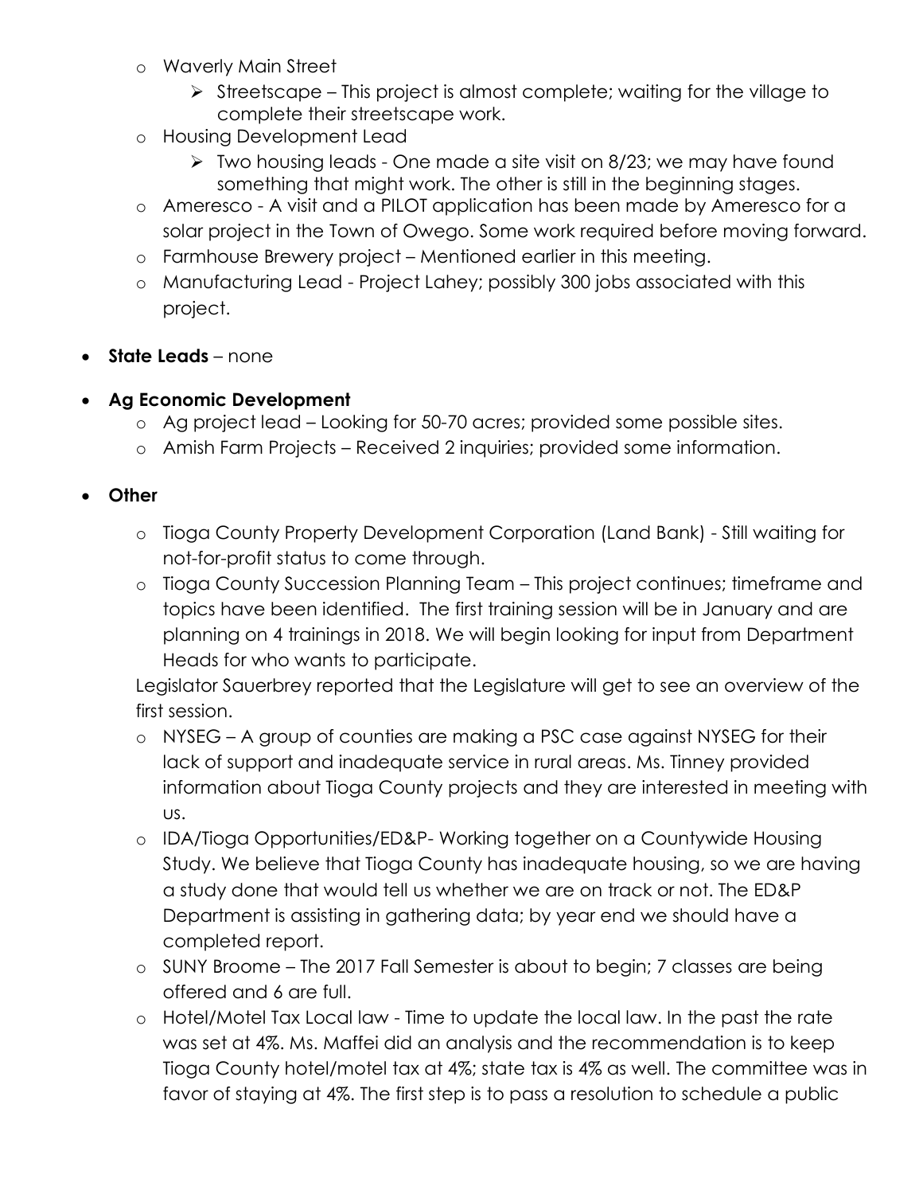- Waverly Main Street
  - Streetscape – This project is almost complete; waiting for the village to complete their streetscape work.
- Housing Development Lead
  - Two housing leads - One made a site visit on 8/23; we may have found something that might work. The other is still in the beginning stages.
- Ameresco - A visit and a PILOT application has been made by Ameresco for a solar project in the Town of Owego. Some work required before moving forward.
- Farmhouse Brewery project – Mentioned earlier in this meeting.
- Manufacturing Lead - Project Lahey; possibly 300 jobs associated with this project.

- **State Leads** – none

- **Ag Economic Development**
  - Ag project lead – Looking for 50-70 acres; provided some possible sites.
  - Amish Farm Projects – Received 2 inquiries; provided some information.

- **Other**
  - Tioga County Property Development Corporation (Land Bank) - Still waiting for not-for-profit status to come through.
  - Tioga County Succession Planning Team – This project continues; timeframe and topics have been identified. The first training session will be in January and are planning on 4 trainings in 2018. We will begin looking for input from Department Heads for who wants to participate.

  Legislator Sauerbrey reported that the Legislature will get to see an overview of the first session.
  - NYSEG – A group of counties are making a PSC case against NYSEG for their lack of support and inadequate service in rural areas. Ms. Tinney provided information about Tioga County projects and they are interested in meeting with us.
  - IDA/Tioga Opportunities/ED&P- Working together on a Countywide Housing Study. We believe that Tioga County has inadequate housing, so we are having a study done that would tell us whether we are on track or not. The ED&P Department is assisting in gathering data; by year end we should have a completed report.
  - SUNY Broome – The 2017 Fall Semester is about to begin; 7 classes are being offered and 6 are full.
  - Hotel/Motel Tax Local law - Time to update the local law. In the past the rate was set at 4%. Ms. Maffei did an analysis and the recommendation is to keep Tioga County hotel/motel tax at 4%; state tax is 4% as well. The committee was in favor of staying at 4%. The first step is to pass a resolution to schedule a public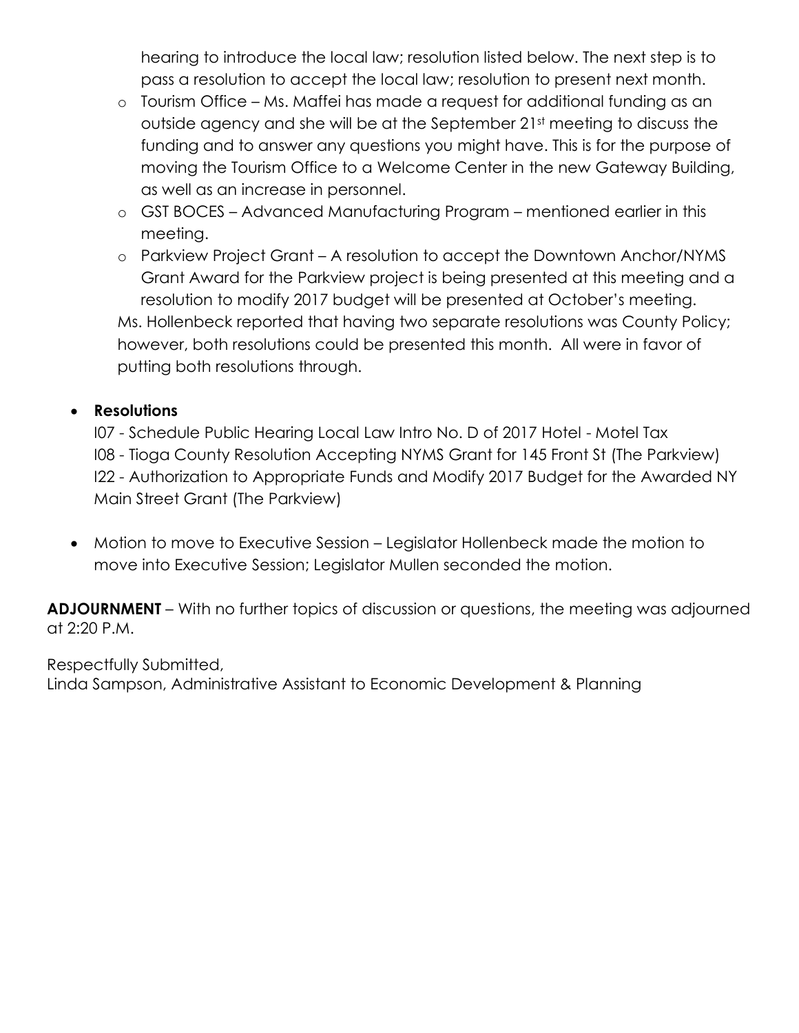hearing to introduce the local law; resolution listed below. The next step is to pass a resolution to accept the local law; resolution to present next month.

  - Tourism Office – Ms. Maffei has made a request for additional funding as an outside agency and she will be at the September 21st meeting to discuss the funding and to answer any questions you might have. This is for the purpose of moving the Tourism Office to a Welcome Center in the new Gateway Building, as well as an increase in personnel.
  - GST BOCES – Advanced Manufacturing Program – mentioned earlier in this meeting.
  - Parkview Project Grant – A resolution to accept the Downtown Anchor/NYMS Grant Award for the Parkview project is being presented at this meeting and a resolution to modify 2017 budget will be presented at October's meeting.

  Ms. Hollenbeck reported that having two separate resolutions was County Policy; however, both resolutions could be presented this month. All were in favor of putting both resolutions through.

- **Resolutions**

  I07 - Schedule Public Hearing Local Law Intro No. D of 2017 Hotel - Motel Tax
  I08 - Tioga County Resolution Accepting NYMS Grant for 145 Front St (The Parkview)
  I22 - Authorization to Appropriate Funds and Modify 2017 Budget for the Awarded NY Main Street Grant (The Parkview)

- Motion to move to Executive Session – Legislator Hollenbeck made the motion to move into Executive Session; Legislator Mullen seconded the motion.

**ADJOURNMENT** – With no further topics of discussion or questions, the meeting was adjourned at 2:20 P.M.

Respectfully Submitted,
Linda Sampson, Administrative Assistant to Economic Development & Planning